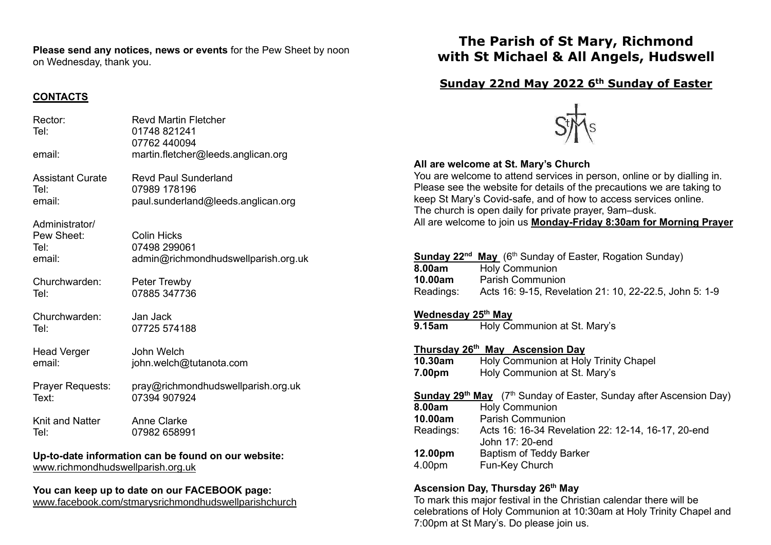**Please send any notices, news or events** for the Pew Sheet by noon on Wednesday, thank you.

**CONTACTS**

| | |
|---|---|
| Rector: | Revd Martin Fletcher |
| Tel: | 01748 821241 |
| | 07762 440094 |
| email: | martin.fletcher@leeds.anglican.org |
| Assistant Curate | Revd Paul Sunderland |
| Tel: | 07989 178196 |
| email: | paul.sunderland@leeds.anglican.org |
| Administrator/ Pew Sheet: | Colin Hicks |
| Tel: | 07498 299061 |
| email: | admin@richmondhudswellparish.org.uk |
| Churchwarden: | Peter Trewby |
| Tel: | 07885 347736 |
| Churchwarden: | Jan Jack |
| Tel: | 07725 574188 |
| Head Verger | John Welch |
| email: | john.welch@tutanota.com |
| Prayer Requests: | pray@richmondhudswellparish.org.uk |
| Text: | 07394 907924 |
| Knit and Natter | Anne Clarke |
| Tel: | 07982 658991 |

**Up-to-date information can be found on our website:**
www.richmondhudswellparish.org.uk

**You can keep up to date on our FACEBOOK page:**
www.facebook.com/stmarysrichmondhudswellparishchurch

# The Parish of St Mary, Richmond with St Michael & All Angels, Hudswell

## Sunday 22nd May 2022 6th Sunday of Easter

**All are welcome at St. Mary's Church**
You are welcome to attend services in person, online or by dialling in. Please see the website for details of the precautions we are taking to keep St Mary's Covid-safe, and of how to access services online.
The church is open daily for private prayer, 9am–dusk.
All are welcome to join us **Monday-Friday 8:30am for Morning Prayer**

**Sunday 22nd May** (6th Sunday of Easter, Rogation Sunday)

| | |
|---|---|
| **8.00am** | Holy Communion |
| **10.00am** | Parish Communion |
| Readings: | Acts 16: 9-15, Revelation 21: 10, 22-22.5, John 5: 1-9 |

**Wednesday 25th May**

| | |
|---|---|
| **9.15am** | Holy Communion at St. Mary's |

**Thursday 26th May Ascension Day**

| | |
|---|---|
| **10.30am** | Holy Communion at Holy Trinity Chapel |
| **7.00pm** | Holy Communion at St. Mary's |

**Sunday 29th May** (7th Sunday of Easter, Sunday after Ascension Day)

| | |
|---|---|
| **8.00am** | Holy Communion |
| **10.00am** | Parish Communion |
| Readings: | Acts 16: 16-34 Revelation 22: 12-14, 16-17, 20-end John 17: 20-end |
| **12.00pm** | Baptism of Teddy Barker |
| 4.00pm | Fun-Key Church |

**Ascension Day, Thursday 26th May**
To mark this major festival in the Christian calendar there will be celebrations of Holy Communion at 10:30am at Holy Trinity Chapel and 7:00pm at St Mary's. Do please join us.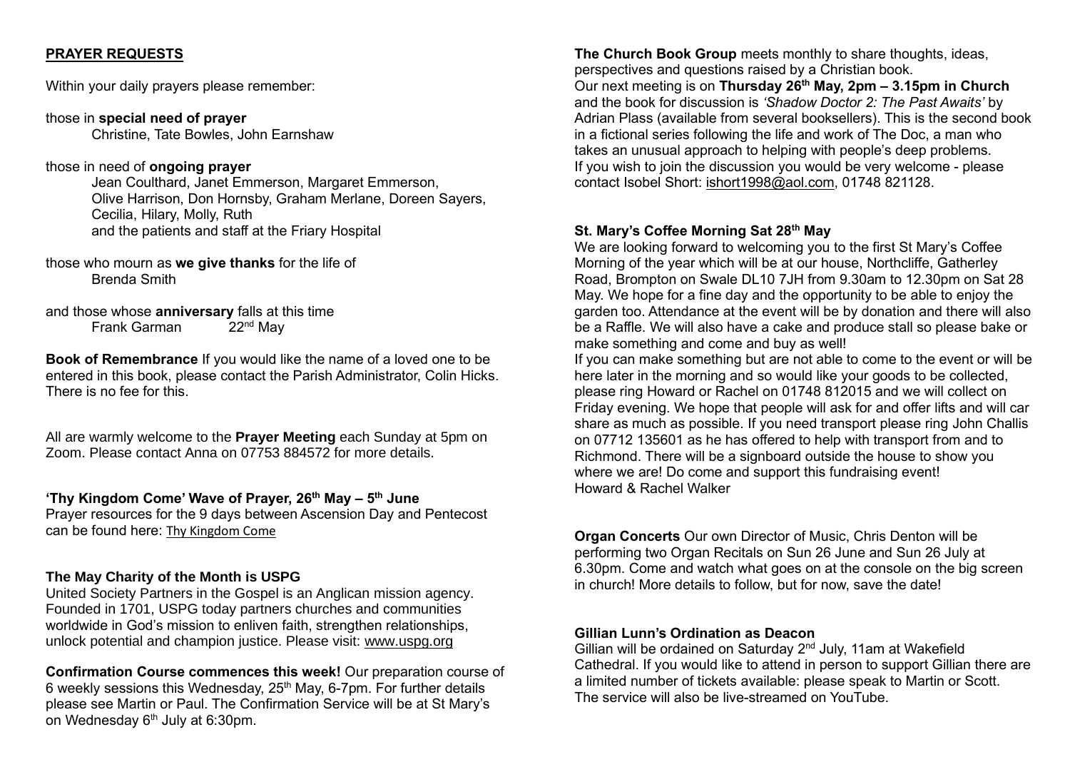## PRAYER REQUESTS

Within your daily prayers please remember:

those in **special need of prayer**
Christine, Tate Bowles, John Earnshaw

those in need of **ongoing prayer**
Jean Coulthard, Janet Emmerson, Margaret Emmerson,
Olive Harrison, Don Hornsby, Graham Merlane, Doreen Sayers,
Cecilia, Hilary, Molly, Ruth
and the patients and staff at the Friary Hospital

those who mourn as **we give thanks** for the life of
Brenda Smith

and those whose **anniversary** falls at this time
Frank Garman 22nd May

**Book of Remembrance** If you would like the name of a loved one to be entered in this book, please contact the Parish Administrator, Colin Hicks. There is no fee for this.

All are warmly welcome to the **Prayer Meeting** each Sunday at 5pm on Zoom. Please contact Anna on 07753 884572 for more details.

**'Thy Kingdom Come' Wave of Prayer, 26th May – 5th June**
Prayer resources for the 9 days between Ascension Day and Pentecost can be found here: Thy Kingdom Come

**The May Charity of the Month is USPG**
United Society Partners in the Gospel is an Anglican mission agency. Founded in 1701, USPG today partners churches and communities worldwide in God's mission to enliven faith, strengthen relationships, unlock potential and champion justice. Please visit: www.uspg.org

**Confirmation Course commences this week!** Our preparation course of 6 weekly sessions this Wednesday, 25th May, 6-7pm. For further details please see Martin or Paul. The Confirmation Service will be at St Mary's on Wednesday 6th July at 6:30pm.

**The Church Book Group** meets monthly to share thoughts, ideas, perspectives and questions raised by a Christian book.
Our next meeting is on **Thursday 26th May, 2pm – 3.15pm in Church** and the book for discussion is *'Shadow Doctor 2: The Past Awaits'* by Adrian Plass (available from several booksellers). This is the second book in a fictional series following the life and work of The Doc, a man who takes an unusual approach to helping with people's deep problems.
If you wish to join the discussion you would be very welcome - please contact Isobel Short: ishort1998@aol.com, 01748 821128.

**St. Mary's Coffee Morning Sat 28th May**
We are looking forward to welcoming you to the first St Mary's Coffee Morning of the year which will be at our house, Northcliffe, Gatherley Road, Brompton on Swale DL10 7JH from 9.30am to 12.30pm on Sat 28 May. We hope for a fine day and the opportunity to be able to enjoy the garden too. Attendance at the event will be by donation and there will also be a Raffle. We will also have a cake and produce stall so please bake or make something and come and buy as well!
If you can make something but are not able to come to the event or will be here later in the morning and so would like your goods to be collected, please ring Howard or Rachel on 01748 812015 and we will collect on Friday evening. We hope that people will ask for and offer lifts and will car share as much as possible. If you need transport please ring John Challis on 07712 135601 as he has offered to help with transport from and to Richmond. There will be a signboard outside the house to show you where we are! Do come and support this fundraising event!
Howard & Rachel Walker

**Organ Concerts** Our own Director of Music, Chris Denton will be performing two Organ Recitals on Sun 26 June and Sun 26 July at 6.30pm. Come and watch what goes on at the console on the big screen in church! More details to follow, but for now, save the date!

**Gillian Lunn's Ordination as Deacon**
Gillian will be ordained on Saturday 2nd July, 11am at Wakefield Cathedral. If you would like to attend in person to support Gillian there are a limited number of tickets available: please speak to Martin or Scott. The service will also be live-streamed on YouTube.